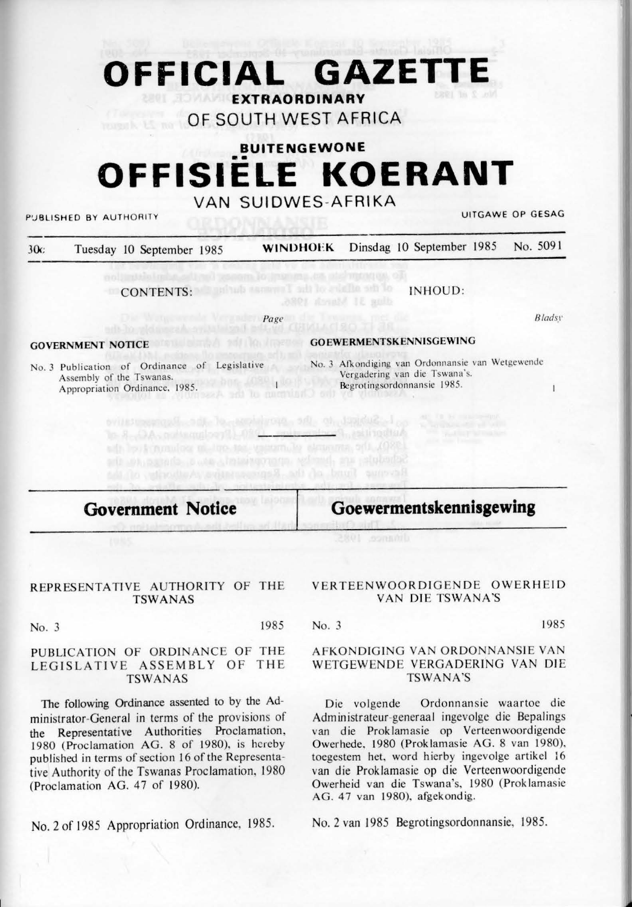# OFFICIAL GAZETTE

**EXTRAORDINARY**

OF SOUTH WEST AFRICA

**BUITENGEWONE**

# OFFISIËLE KOERANT

VAN SUIDWES-AFRIKA

PUBLISHED BY AUTHORITY — UITGAWE OP GESAG

30c Tuesday 10 September 1985 **WINDHOEK** Dinsdag 10 September 1985 No. 5091

CONTENTS: *Page*

**GOVERNMENT NOTICE**

No. 3 Publication of Ordinance of Legislative Assembly of the Tswanas. Appropriation Ordinance, 1985. 1

INHOUD: *Bladsy*

**GOEWERMENTSKENNISGEWING**

No. 3 Afkondiging van Ordonnansie van Wetgewende Vergadering van die Tswana's. Begrotingsordonnansie 1985. 1

## Government Notice

## Goewermentskennisgewing

REPRESENTATIVE AUTHORITY OF THE TSWANAS

No. 3 1985

PUBLICATION OF ORDINANCE OF THE LEGISLATIVE ASSEMBLY OF THE TSWANAS

The following Ordinance assented to by the Administrator-General in terms of the provisions of the Representative Authorities Proclamation, 1980 (Proclamation AG. 8 of 1980), is hereby published in terms of section 16 of the Representative Authority of the Tswanas Proclamation, 1980 (Proclamation AG. 47 of 1980).

No. 2 of 1985 Appropriation Ordinance, 1985.

VERTEENWOORDIGENDE OWERHEID VAN DIE TSWANA'S

No. 3 1985

AFKONDIGING VAN ORDONNANSIE VAN WETGEWENDE VERGADERING VAN DIE TSWANA'S

Die volgende Ordonnansie waartoe die Administrateur-generaal ingevolge die Bepalings van die Proklamasie op Verteenwoordigende Owerhede, 1980 (Proklamasie AG. 8 van 1980), toegestem het, word hierby ingevolge artikel 16 van die Proklamasie op die Verteenwoordigende Owerheid van die Tswana's, 1980 (Proklamasie AG. 47 van 1980), afgekondig.

No. 2 van 1985 Begrotingsordonnansie, 1985.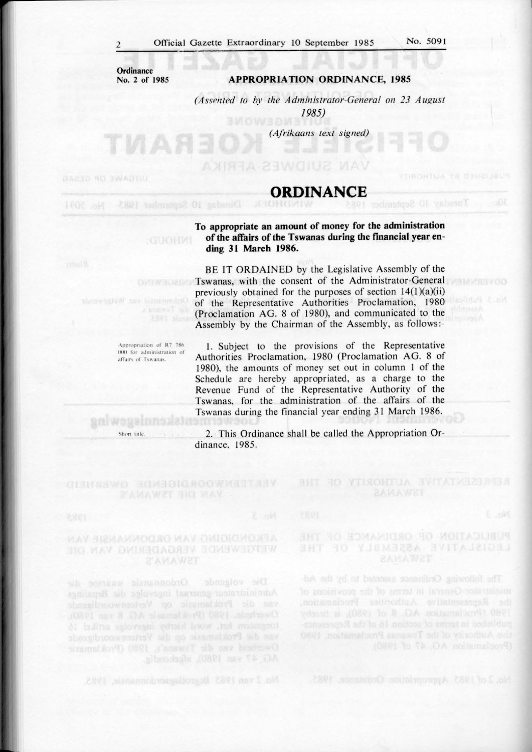**Ordinance**
**No. 2 of 1985**

## APPROPRIATION ORDINANCE, 1985

*(Assented to by the Administrator-General on 23 August 1985)*

*(Afrikaans text signed)*

# ORDINANCE

**To appropriate an amount of money for the administration of the affairs of the Tswanas during the financial year ending 31 March 1986.**

BE IT ORDAINED by the Legislative Assembly of the Tswanas, with the consent of the Administrator-General previously obtained for the purposes of section 14(1)(a)(ii) of the Representative Authorities Proclamation, 1980 (Proclamation AG. 8 of 1980), and communicated to the Assembly by the Chairman of the Assembly, as follows:-

*Appropriation of R7 786 000 for administration of affairs of Tswanas.*

1. Subject to the provisions of the Representative Authorities Proclamation, 1980 (Proclamation AG. 8 of 1980), the amounts of money set out in column 1 of the Schedule are hereby appropriated, as a charge to the Revenue Fund of the Representative Authority of the Tswanas, for the administration of the affairs of the Tswanas during the financial year ending 31 March 1986.

*Short title.*

2. This Ordinance shall be called the Appropriation Ordinance, 1985.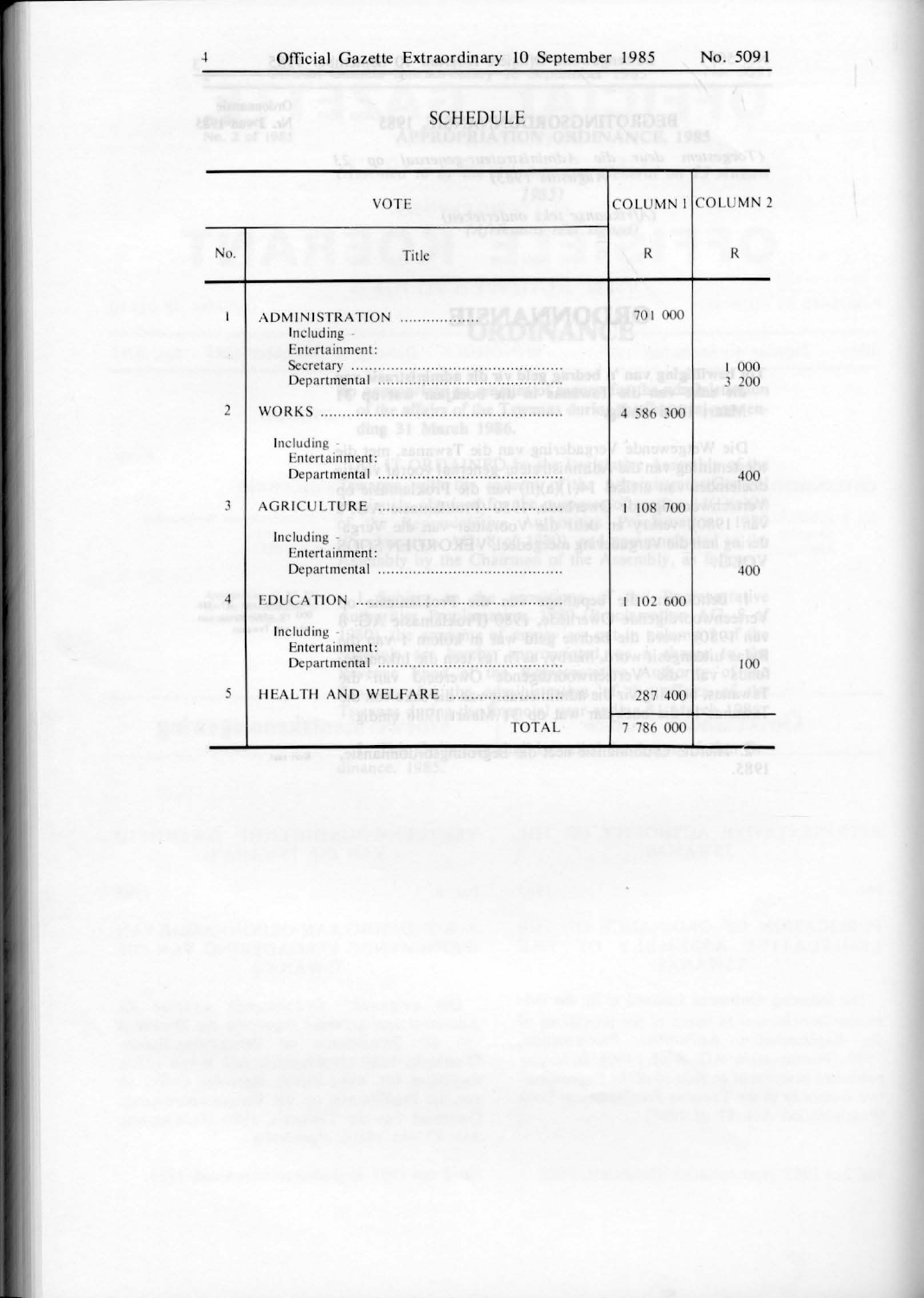## SCHEDULE

| VOTE | | COLUMN 1 | COLUMN 2 |
|---|---|---|---|
| No. | Title | R | R |
| 1 | ADMINISTRATION ................ | 701 000 | |
| | Including - | | |
| | Entertainment: | | |
| | Secretary ................ | | 1 000 |
| | Departmental ................ | | 3 200 |
| 2 | WORKS ................ | 4 586 300 | |
| | Including - | | |
| | Entertainment: | | |
| | Departmental ................ | | 400 |
| 3 | AGRICULTURE ................ | 1 108 700 | |
| | Including - | | |
| | Entertainment: | | |
| | Departmental ................ | | 400 |
| 4 | EDUCATION ................ | 1 102 600 | |
| | Including - | | |
| | Entertainment: | | |
| | Departmental ................ | | 100 |
| 5 | HEALTH AND WELFARE ................ | 287 400 | |
| | TOTAL | 7 786 000 | |